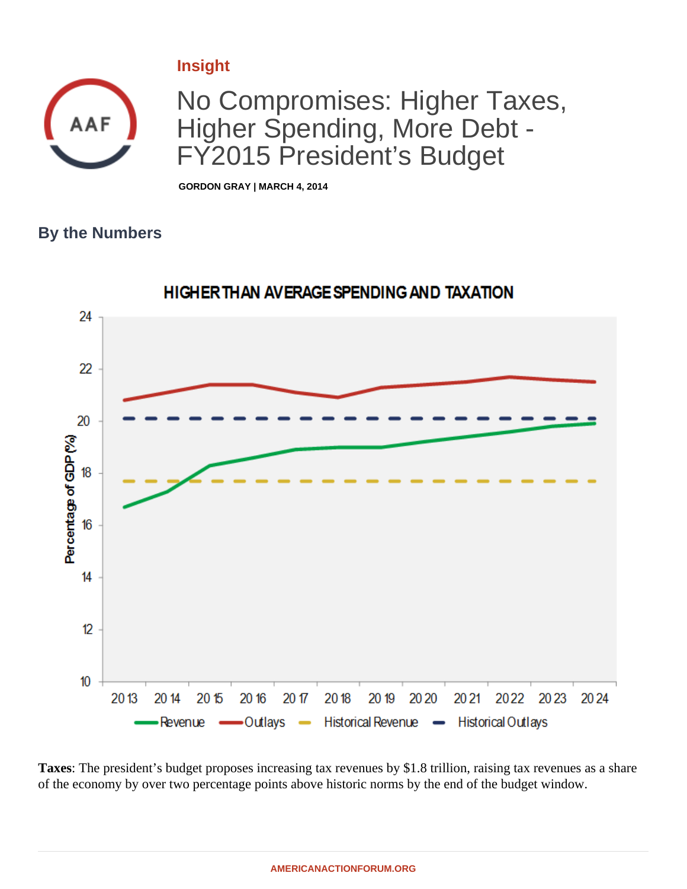Insight

# No Compromises: Higher Taxes, Higher Spending, More Debt - FY2015 President's Budget

**GORDON GRAY | MARCH 4, 2014**

## By the Numbers

**HIGHER THAN AVERAGE SPENDING AND TAXATION**

**Taxes**: The president's budget proposes increasing tax revenues by $1.8 trillion, raising tax revenues as a share of the economy by over two percentage points above historic norms by the end of the budget window.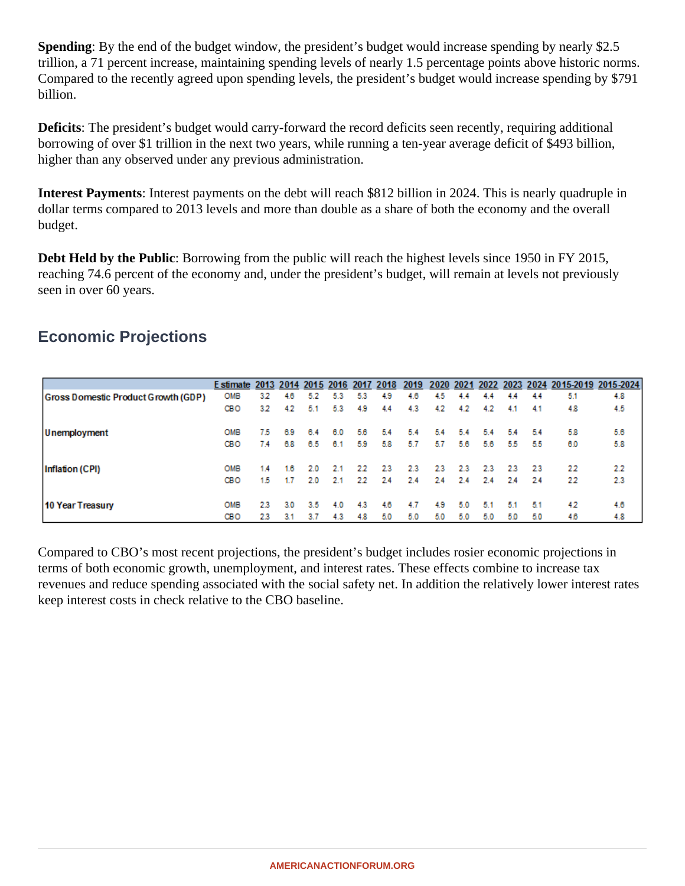**Spending**: By the end of the budget window, the president's budget would increase spending by nearly $2.5 trillion, a 71 percent increase, maintaining spending levels of nearly 1.5 percentage points above historic norms. Compared to the recently agreed upon spending levels, the president's budget would increase spending by $791 billion.

**Deficits**: The president's budget would carry-forward the record deficits seen recently, requiring additional borrowing of over $1 trillion in the next two years, while running a ten-year average deficit of $493 billion, higher than any observed under any previous administration.

**Interest Payments**: Interest payments on the debt will reach $812 billion in 2024. This is nearly quadruple in dollar terms compared to 2013 levels and more than double as a share of both the economy and the overall budget.

**Debt Held by the Public**: Borrowing from the public will reach the highest levels since 1950 in FY 2015, reaching 74.6 percent of the economy and, under the president's budget, will remain at levels not previously seen in over 60 years.

## Economic Projections

| | Estimate | 2013 | 2014 | 2015 | 2016 | 2017 | 2018 | 2019 | 2020 | 2021 | 2022 | 2023 | 2024 | 2015-2019 | 2015-2024 |
|---|---|---|---|---|---|---|---|---|---|---|---|---|---|---|---|
| Gross Domestic Product Growth (GDP) | OMB | 3.2 | 4.6 | 5.2 | 5.3 | 5.3 | 4.9 | 4.6 | 4.5 | 4.4 | 4.4 | 4.4 | 4.4 | 5.1 | 4.8 |
| | CBO | 3.2 | 4.2 | 5.1 | 5.3 | 4.9 | 4.4 | 4.3 | 4.2 | 4.2 | 4.2 | 4.1 | 4.1 | 4.8 | 4.5 |
| Unemployment | OMB | 7.5 | 6.9 | 6.4 | 6.0 | 5.6 | 5.4 | 5.4 | 5.4 | 5.4 | 5.4 | 5.4 | 5.4 | 5.8 | 5.6 |
| | CBO | 7.4 | 6.8 | 6.5 | 6.1 | 5.9 | 5.8 | 5.7 | 5.7 | 5.6 | 5.6 | 5.5 | 5.5 | 6.0 | 5.8 |
| Inflation (CPI) | OMB | 1.4 | 1.6 | 2.0 | 2.1 | 2.2 | 2.3 | 2.3 | 2.3 | 2.3 | 2.3 | 2.3 | 2.3 | 2.2 | 2.2 |
| | CBO | 1.5 | 1.7 | 2.0 | 2.1 | 2.2 | 2.4 | 2.4 | 2.4 | 2.4 | 2.4 | 2.4 | 2.4 | 2.2 | 2.3 |
| 10 Year Treasury | OMB | 2.3 | 3.0 | 3.5 | 4.0 | 4.3 | 4.6 | 4.7 | 4.9 | 5.0 | 5.1 | 5.1 | 5.1 | 4.2 | 4.6 |
| | CBO | 2.3 | 3.1 | 3.7 | 4.3 | 4.8 | 5.0 | 5.0 | 5.0 | 5.0 | 5.0 | 5.0 | 5.0 | 4.6 | 4.8 |

Compared to CBO's most recent projections, the president's budget includes rosier economic projections in terms of both economic growth, unemployment, and interest rates. These effects combine to increase tax revenues and reduce spending associated with the social safety net. In addition the relatively lower interest rates keep interest costs in check relative to the CBO baseline.